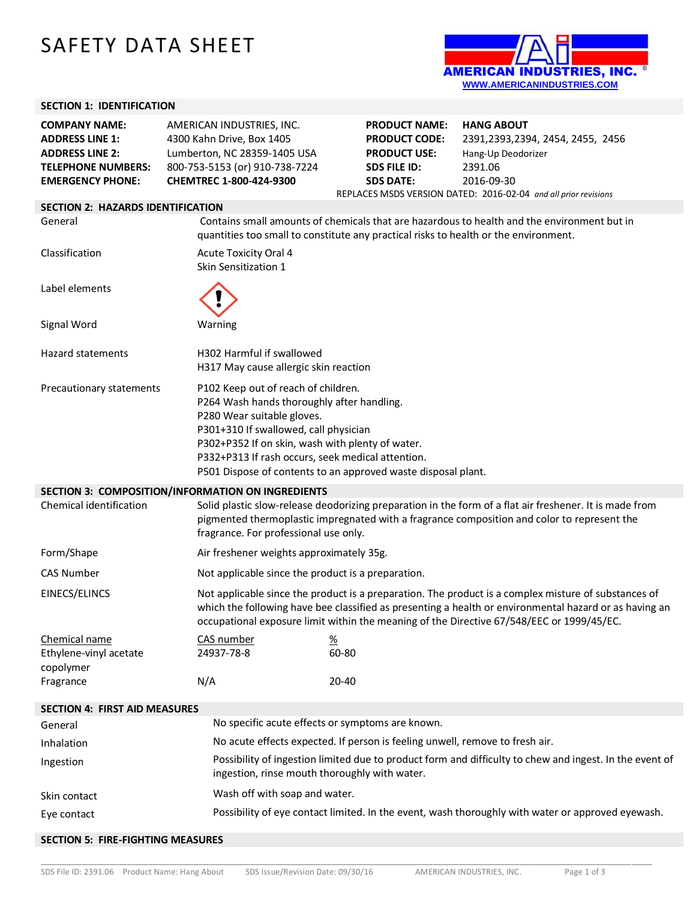# SAFETY DATA SHEET

AMERICAN INDUSTRIES, INC.
WWW.AMERICANINDUSTRIES.COM

## SECTION 1: IDENTIFICATION

| | | | |
|---|---|---|---|
| **COMPANY NAME:** | AMERICAN INDUSTRIES, INC. | **PRODUCT NAME:** | **HANG ABOUT** |
| **ADDRESS LINE 1:** | 4300 Kahn Drive, Box 1405 | **PRODUCT CODE:** | 2391,2393,2394, 2454, 2455, 2456 |
| **ADDRESS LINE 2:** | Lumberton, NC 28359-1405 USA | **PRODUCT USE:** | Hang-Up Deodorizer |
| **TELEPHONE NUMBERS:** | 800-753-5153 (or) 910-738-7224 | **SDS FILE ID:** | 2391.06 |
| **EMERGENCY PHONE:** | **CHEMTREC 1-800-424-9300** | **SDS DATE:** | 2016-09-30 |

REPLACES MSDS VERSION DATED: 2016-02-04 *and all prior revisions*

## SECTION 2: HAZARDS IDENTIFICATION

**General**
Contains small amounts of chemicals that are hazardous to health and the environment but in quantities too small to constitute any practical risks to health or the environment.

**Classification**
Acute Toxicity Oral 4
Skin Sensitization 1

**Label elements**

**Signal Word**
Warning

**Hazard statements**
H302 Harmful if swallowed
H317 May cause allergic skin reaction

**Precautionary statements**
P102 Keep out of reach of children.
P264 Wash hands thoroughly after handling.
P280 Wear suitable gloves.
P301+310 If swallowed, call physician
P302+P352 If on skin, wash with plenty of water.
P332+P313 If rash occurs, seek medical attention.
P501 Dispose of contents to an approved waste disposal plant.

## SECTION 3: COMPOSITION/INFORMATION ON INGREDIENTS

**Chemical identification**
Solid plastic slow-release deodorizing preparation in the form of a flat air freshener. It is made from pigmented thermoplastic impregnated with a fragrance composition and color to represent the fragrance. For professional use only.

**Form/Shape**
Air freshener weights approximately 35g.

**CAS Number**
Not applicable since the product is a preparation.

**EINECS/ELINCS**
Not applicable since the product is a preparation. The product is a complex misture of substances of which the following have bee classified as presenting a health or environmental hazard or as having an occupational exposure limit within the meaning of the Directive 67/548/EEC or 1999/45/EC.

| Chemical name | CAS number | % |
|---|---|---|
| Ethylene-vinyl acetate copolymer | 24937-78-8 | 60-80 |
| Fragrance | N/A | 20-40 |

## SECTION 4: FIRST AID MEASURES

**General**
No specific acute effects or symptoms are known.

**Inhalation**
No acute effects expected. If person is feeling unwell, remove to fresh air.

**Ingestion**
Possibility of ingestion limited due to product form and difficulty to chew and ingest. In the event of ingestion, rinse mouth thoroughly with water.

**Skin contact**
Wash off with soap and water.

**Eye contact**
Possibility of eye contact limited. In the event, wash thoroughly with water or approved eyewash.

## SECTION 5: FIRE-FIGHTING MEASURES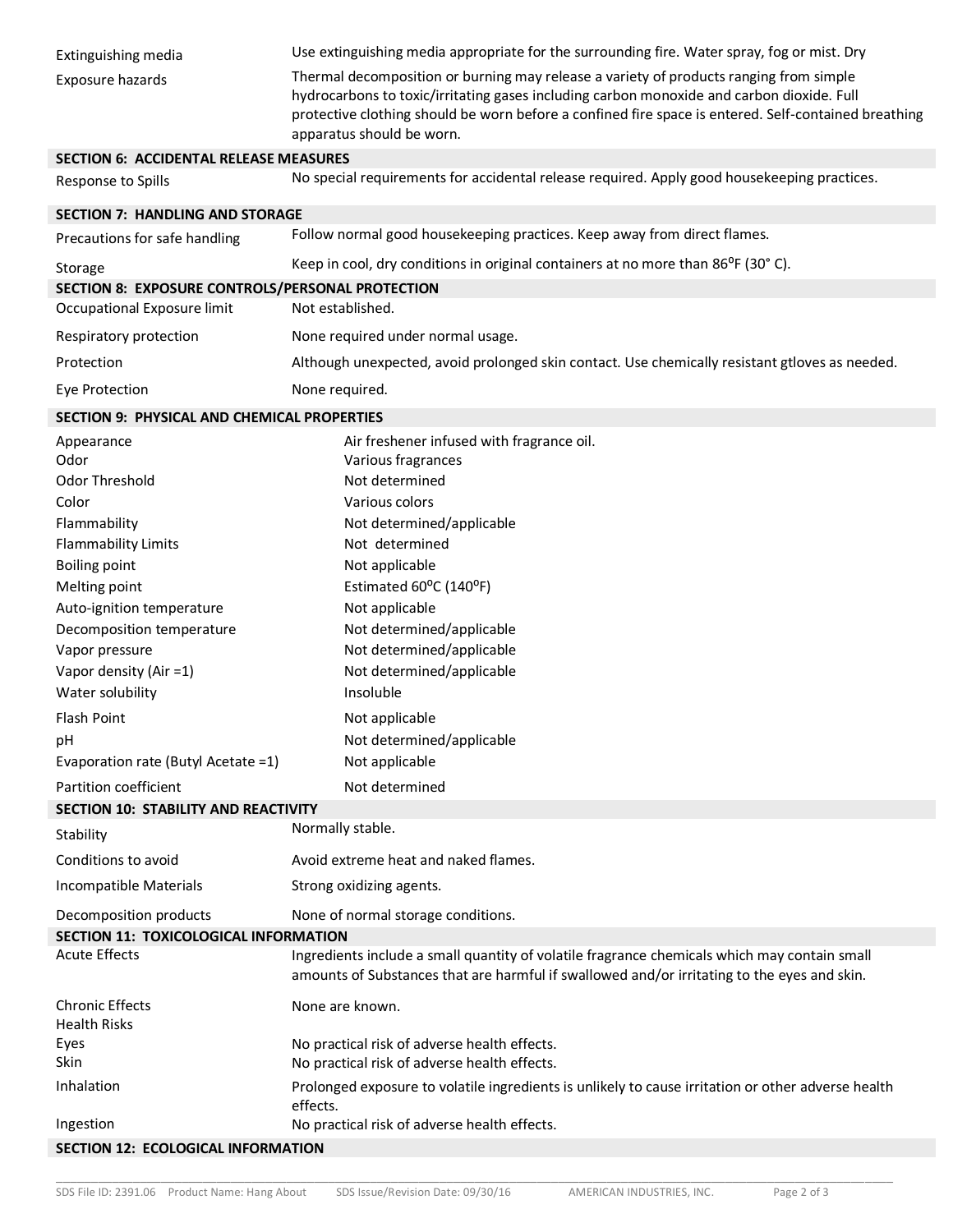| | |
|---|---|
| Extinguishing media | Use extinguishing media appropriate for the surrounding fire. Water spray, fog or mist. Dry |
| Exposure hazards | Thermal decomposition or burning may release a variety of products ranging from simple hydrocarbons to toxic/irritating gases including carbon monoxide and carbon dioxide. Full protective clothing should be worn before a confined fire space is entered. Self-contained breathing apparatus should be worn. |

## SECTION 6: ACCIDENTAL RELEASE MEASURES

| | |
|---|---|
| Response to Spills | No special requirements for accidental release required. Apply good housekeeping practices. |

## SECTION 7: HANDLING AND STORAGE

| | |
|---|---|
| Precautions for safe handling | Follow normal good housekeeping practices. Keep away from direct flames. |
| Storage | Keep in cool, dry conditions in original containers at no more than 86ºF (30° C). |

## SECTION 8: EXPOSURE CONTROLS/PERSONAL PROTECTION

| | |
|---|---|
| Occupational Exposure limit | Not established. |
| Respiratory protection | None required under normal usage. |
| Protection | Although unexpected, avoid prolonged skin contact. Use chemically resistant gtloves as needed. |
| Eye Protection | None required. |

## SECTION 9: PHYSICAL AND CHEMICAL PROPERTIES

| | |
|---|---|
| Appearance | Air freshener infused with fragrance oil. |
| Odor | Various fragrances |
| Odor Threshold | Not determined |
| Color | Various colors |
| Flammability | Not determined/applicable |
| Flammability Limits | Not determined |
| Boiling point | Not applicable |
| Melting point | Estimated 60ºC (140ºF) |
| Auto-ignition temperature | Not applicable |
| Decomposition temperature | Not determined/applicable |
| Vapor pressure | Not determined/applicable |
| Vapor density (Air =1) | Not determined/applicable |
| Water solubility | Insoluble |
| Flash Point | Not applicable |
| pH | Not determined/applicable |
| Evaporation rate (Butyl Acetate =1) | Not applicable |
| Partition coefficient | Not determined |

## SECTION 10: STABILITY AND REACTIVITY

| | |
|---|---|
| Stability | Normally stable. |
| Conditions to avoid | Avoid extreme heat and naked flames. |
| Incompatible Materials | Strong oxidizing agents. |
| Decomposition products | None of normal storage conditions. |

## SECTION 11: TOXICOLOGICAL INFORMATION

| | |
|---|---|
| Acute Effects | Ingredients include a small quantity of volatile fragrance chemicals which may contain small amounts of Substances that are harmful if swallowed and/or irritating to the eyes and skin. |
| Chronic Effects | None are known. |
| Health Risks | |
| Eyes | No practical risk of adverse health effects. |
| Skin | No practical risk of adverse health effects. |
| Inhalation | Prolonged exposure to volatile ingredients is unlikely to cause irritation or other adverse health effects. |
| Ingestion | No practical risk of adverse health effects. |

## SECTION 12: ECOLOGICAL INFORMATION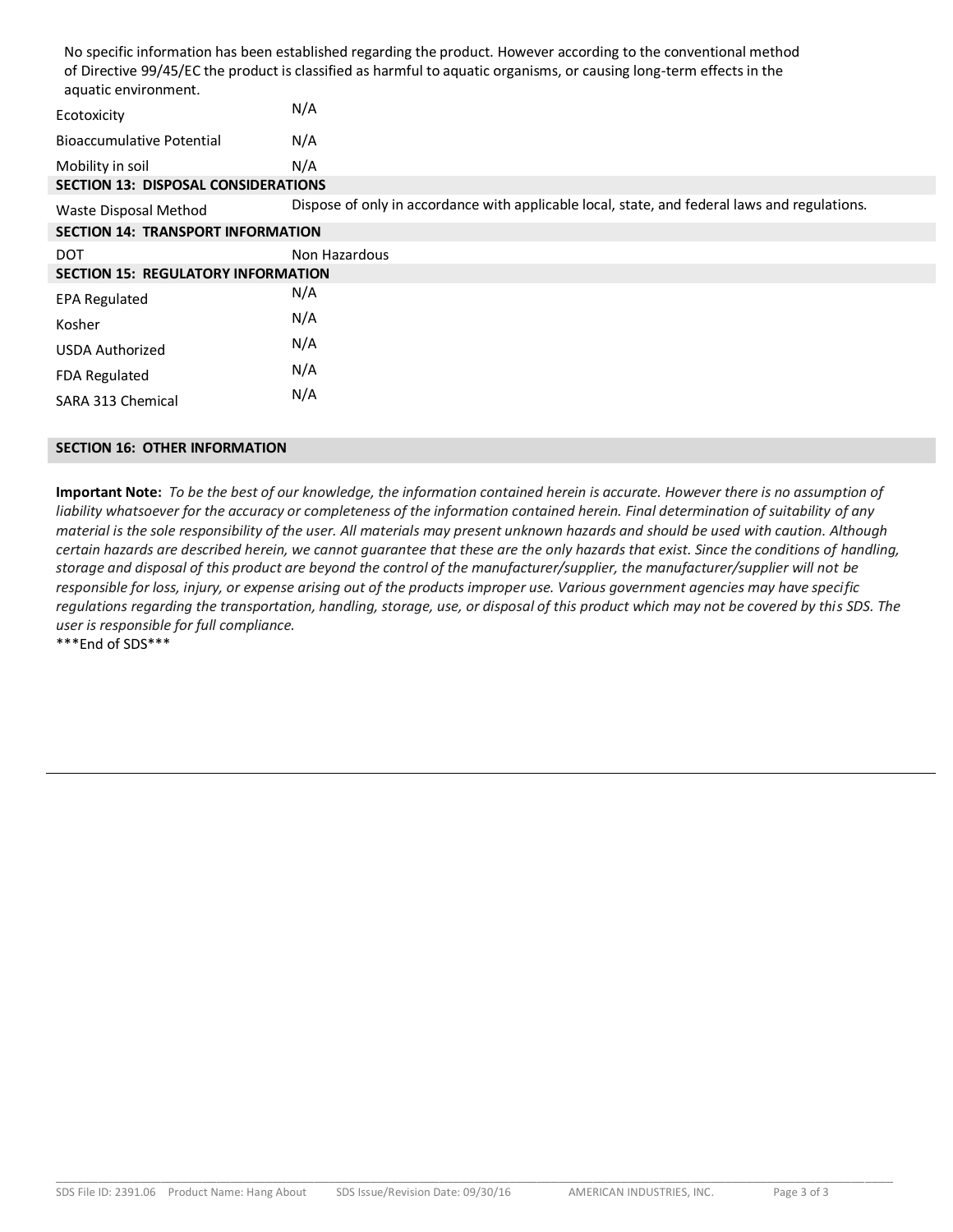No specific information has been established regarding the product. However according to the conventional method of Directive 99/45/EC the product is classified as harmful to aquatic organisms, or causing long-term effects in the aquatic environment.

| | |
|---|---|
| Ecotoxicity | N/A |
| Bioaccumulative Potential | N/A |
| Mobility in soil | N/A |

## SECTION 13: DISPOSAL CONSIDERATIONS

| | |
|---|---|
| Waste Disposal Method | Dispose of only in accordance with applicable local, state, and federal laws and regulations. |

## SECTION 14: TRANSPORT INFORMATION

| | |
|---|---|
| DOT | Non Hazardous |

## SECTION 15: REGULATORY INFORMATION

| | |
|---|---|
| EPA Regulated | N/A |
| Kosher | N/A |
| USDA Authorized | N/A |
| FDA Regulated | N/A |
| SARA 313 Chemical | N/A |

## SECTION 16: OTHER INFORMATION

**Important Note:** *To be the best of our knowledge, the information contained herein is accurate. However there is no assumption of liability whatsoever for the accuracy or completeness of the information contained herein. Final determination of suitability of any material is the sole responsibility of the user. All materials may present unknown hazards and should be used with caution. Although certain hazards are described herein, we cannot guarantee that these are the only hazards that exist. Since the conditions of handling, storage and disposal of this product are beyond the control of the manufacturer/supplier, the manufacturer/supplier will not be responsible for loss, injury, or expense arising out of the products improper use. Various government agencies may have specific regulations regarding the transportation, handling, storage, use, or disposal of this product which may not be covered by this SDS. The user is responsible for full compliance.*

***End of SDS***